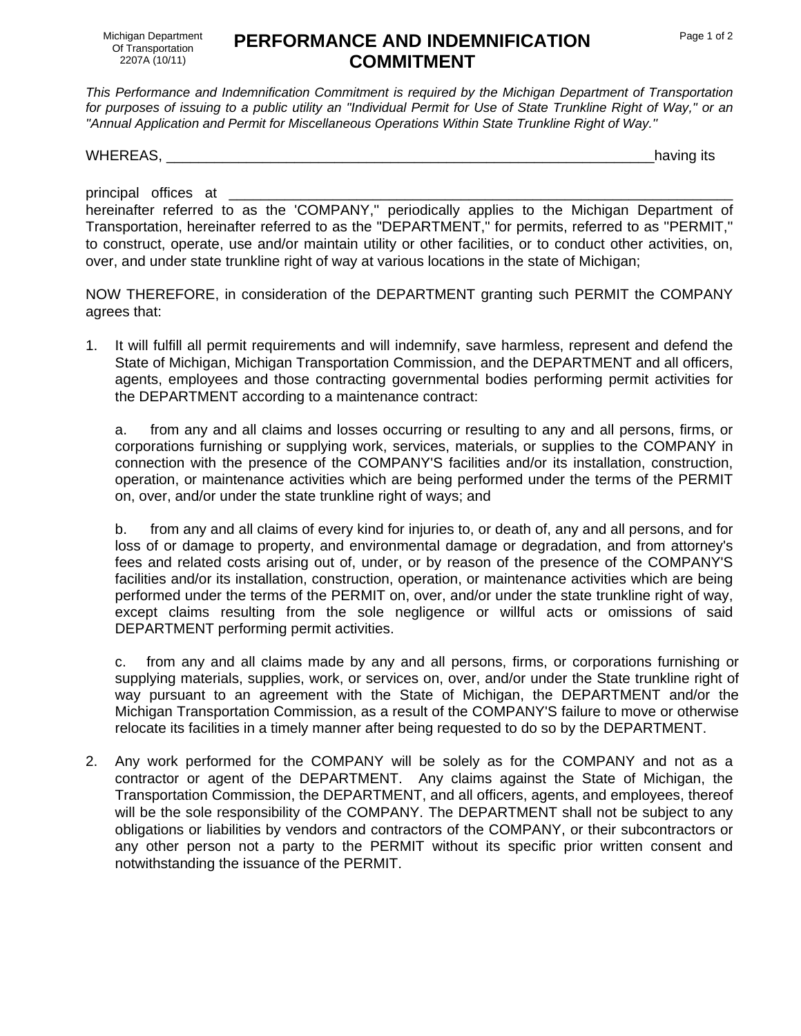Michigan Department
Of Transportation
2207A (10/11)

# PERFORMANCE AND INDEMNIFICATION COMMITMENT

*This Performance and Indemnification Commitment is required by the Michigan Department of Transportation for purposes of issuing to a public utility an "Individual Permit for Use of State Trunkline Right of Way," or an "Annual Application and Permit for Miscellaneous Operations Within State Trunkline Right of Way."*

WHEREAS, _______________________________________________________________having its

principal offices at _______________________________________________________________ hereinafter referred to as the 'COMPANY," periodically applies to the Michigan Department of Transportation, hereinafter referred to as the "DEPARTMENT," for permits, referred to as "PERMIT," to construct, operate, use and/or maintain utility or other facilities, or to conduct other activities, on, over, and under state trunkline right of way at various locations in the state of Michigan;

NOW THEREFORE, in consideration of the DEPARTMENT granting such PERMIT the COMPANY agrees that:

1. It will fulfill all permit requirements and will indemnify, save harmless, represent and defend the State of Michigan, Michigan Transportation Commission, and the DEPARTMENT and all officers, agents, employees and those contracting governmental bodies performing permit activities for the DEPARTMENT according to a maintenance contract:

   a. from any and all claims and losses occurring or resulting to any and all persons, firms, or corporations furnishing or supplying work, services, materials, or supplies to the COMPANY in connection with the presence of the COMPANY'S facilities and/or its installation, construction, operation, or maintenance activities which are being performed under the terms of the PERMIT on, over, and/or under the state trunkline right of ways; and

   b. from any and all claims of every kind for injuries to, or death of, any and all persons, and for loss of or damage to property, and environmental damage or degradation, and from attorney's fees and related costs arising out of, under, or by reason of the presence of the COMPANY'S facilities and/or its installation, construction, operation, or maintenance activities which are being performed under the terms of the PERMIT on, over, and/or under the state trunkline right of way, except claims resulting from the sole negligence or willful acts or omissions of said DEPARTMENT performing permit activities.

   c. from any and all claims made by any and all persons, firms, or corporations furnishing or supplying materials, supplies, work, or services on, over, and/or under the State trunkline right of way pursuant to an agreement with the State of Michigan, the DEPARTMENT and/or the Michigan Transportation Commission, as a result of the COMPANY'S failure to move or otherwise relocate its facilities in a timely manner after being requested to do so by the DEPARTMENT.

2. Any work performed for the COMPANY will be solely as for the COMPANY and not as a contractor or agent of the DEPARTMENT. Any claims against the State of Michigan, the Transportation Commission, the DEPARTMENT, and all officers, agents, and employees, thereof will be the sole responsibility of the COMPANY. The DEPARTMENT shall not be subject to any obligations or liabilities by vendors and contractors of the COMPANY, or their subcontractors or any other person not a party to the PERMIT without its specific prior written consent and notwithstanding the issuance of the PERMIT.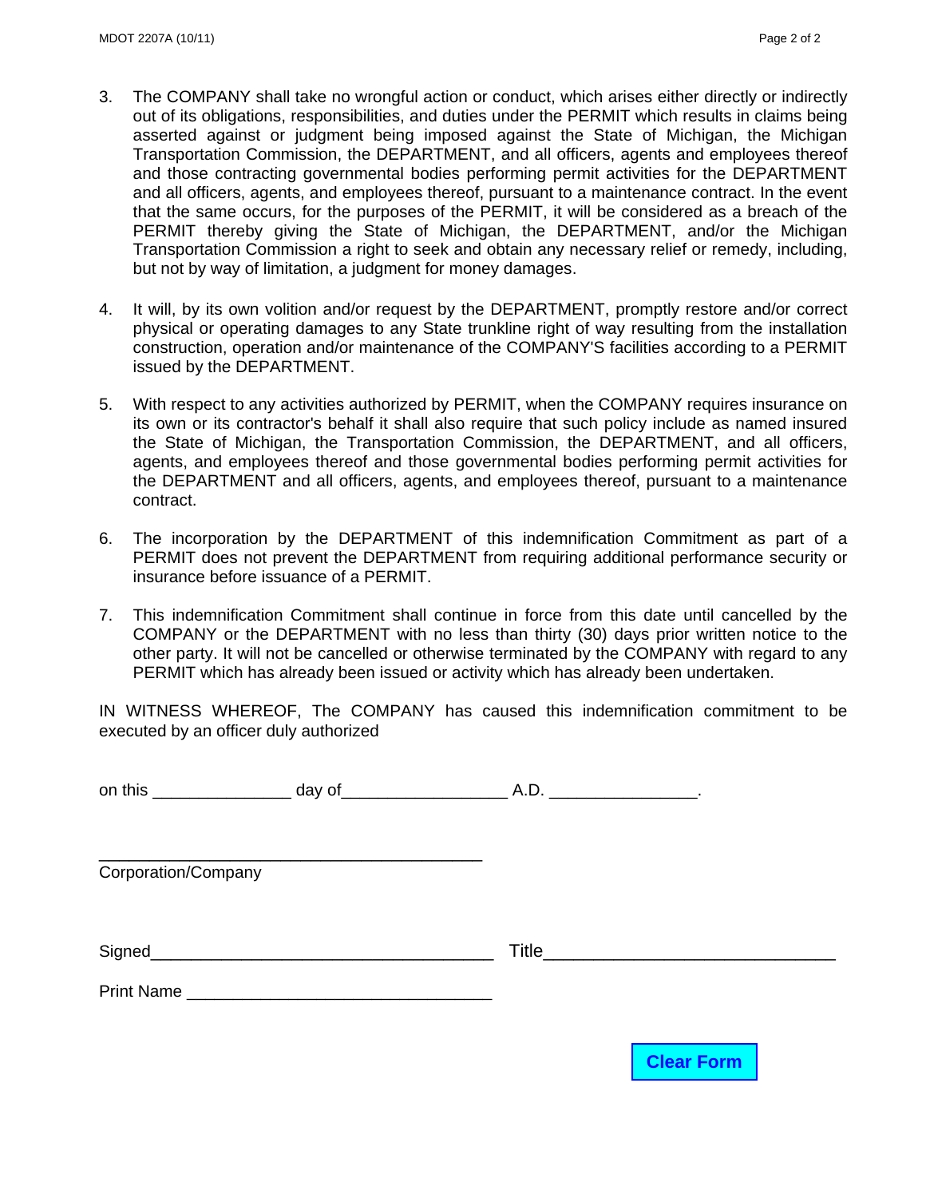3. The COMPANY shall take no wrongful action or conduct, which arises either directly or indirectly out of its obligations, responsibilities, and duties under the PERMIT which results in claims being asserted against or judgment being imposed against the State of Michigan, the Michigan Transportation Commission, the DEPARTMENT, and all officers, agents and employees thereof and those contracting governmental bodies performing permit activities for the DEPARTMENT and all officers, agents, and employees thereof, pursuant to a maintenance contract. In the event that the same occurs, for the purposes of the PERMIT, it will be considered as a breach of the PERMIT thereby giving the State of Michigan, the DEPARTMENT, and/or the Michigan Transportation Commission a right to seek and obtain any necessary relief or remedy, including, but not by way of limitation, a judgment for money damages.

4. It will, by its own volition and/or request by the DEPARTMENT, promptly restore and/or correct physical or operating damages to any State trunkline right of way resulting from the installation construction, operation and/or maintenance of the COMPANY'S facilities according to a PERMIT issued by the DEPARTMENT.

5. With respect to any activities authorized by PERMIT, when the COMPANY requires insurance on its own or its contractor's behalf it shall also require that such policy include as named insured the State of Michigan, the Transportation Commission, the DEPARTMENT, and all officers, agents, and employees thereof and those governmental bodies performing permit activities for the DEPARTMENT and all officers, agents, and employees thereof, pursuant to a maintenance contract.

6. The incorporation by the DEPARTMENT of this indemnification Commitment as part of a PERMIT does not prevent the DEPARTMENT from requiring additional performance security or insurance before issuance of a PERMIT.

7. This indemnification Commitment shall continue in force from this date until cancelled by the COMPANY or the DEPARTMENT with no less than thirty (30) days prior written notice to the other party. It will not be cancelled or otherwise terminated by the COMPANY with regard to any PERMIT which has already been issued or activity which has already been undertaken.

IN WITNESS WHEREOF, The COMPANY has caused this indemnification commitment to be executed by an officer duly authorized

on this _______________ day of_________________ A.D. ________________.

_________________________________________
Corporation/Company

Signed____________________________________ Title______________________________

Print Name ________________________________

Clear Form